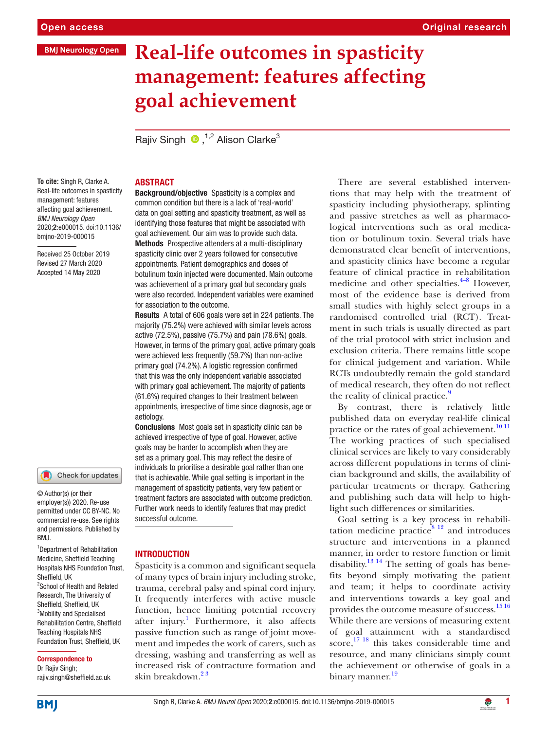Open access | Original research

BMJ Neurology Open

# Real-life outcomes in spasticity management: features affecting goal achievement

Rajiv Singh ,[1,2] Alison Clarke[3]

**To cite:** Singh R, Clarke A. Real-life outcomes in spasticity management: features affecting goal achievement. *BMJ Neurology Open* 2020;**2**:e000015. doi:10.1136/bmjno-2019-000015

Received 25 October 2019
Revised 27 March 2020
Accepted 14 May 2020

© Author(s) (or their employer(s)) 2020. Re-use permitted under CC BY-NC. No commercial re-use. See rights and permissions. Published by BMJ.

[1]Department of Rehabilitation Medicine, Sheffield Teaching Hospitals NHS Foundation Trust, Sheffield, UK
[2]School of Health and Related Research, The University of Sheffield, Sheffield, UK
[3]Mobility and Specialised Rehabilitation Centre, Sheffield Teaching Hospitals NHS Foundation Trust, Sheffield, UK

**Correspondence to**
Dr Rajiv Singh;
rajiv.singh@sheffield.ac.uk

## ABSTRACT

**Background/objective** Spasticity is a complex and common condition but there is a lack of 'real-world' data on goal setting and spasticity treatment, as well as identifying those features that might be associated with goal achievement. Our aim was to provide such data.

**Methods** Prospective attenders at a multi-disciplinary spasticity clinic over 2 years followed for consecutive appointments. Patient demographics and doses of botulinum toxin injected were documented. Main outcome was achievement of a primary goal but secondary goals were also recorded. Independent variables were examined for association to the outcome.

**Results** A total of 606 goals were set in 224 patients. The majority (75.2%) were achieved with similar levels across active (72.5%), passive (75.7%) and pain (78.6%) goals. However, in terms of the primary goal, active primary goals were achieved less frequently (59.7%) than non-active primary goal (74.2%). A logistic regression confirmed that this was the only independent variable associated with primary goal achievement. The majority of patients (61.6%) required changes to their treatment between appointments, irrespective of time since diagnosis, age or aetiology.

**Conclusions** Most goals set in spasticity clinic can be achieved irrespective of type of goal. However, active goals may be harder to accomplish when they are set as a primary goal. This may reflect the desire of individuals to prioritise a desirable goal rather than one that is achievable. While goal setting is important in the management of spasticity patients, very few patient or treatment factors are associated with outcome prediction. Further work needs to identify features that may predict successful outcome.

## INTRODUCTION

Spasticity is a common and significant sequela of many types of brain injury including stroke, trauma, cerebral palsy and spinal cord injury. It frequently interferes with active muscle function, hence limiting potential recovery after injury.[1] Furthermore, it also affects passive function such as range of joint movement and impedes the work of carers, such as dressing, washing and transferring as well as increased risk of contracture formation and skin breakdown.[2 3]

There are several established interventions that may help with the treatment of spasticity including physiotherapy, splinting and passive stretches as well as pharmacological interventions such as oral medication or botulinum toxin. Several trials have demonstrated clear benefit of interventions, and spasticity clinics have become a regular feature of clinical practice in rehabilitation medicine and other specialties.[4–8] However, most of the evidence base is derived from small studies with highly select groups in a randomised controlled trial (RCT). Treatment in such trials is usually directed as part of the trial protocol with strict inclusion and exclusion criteria. There remains little scope for clinical judgement and variation. While RCTs undoubtedly remain the gold standard of medical research, they often do not reflect the reality of clinical practice.[9]

By contrast, there is relatively little published data on everyday real-life clinical practice or the rates of goal achievement.[10 11] The working practices of such specialised clinical services are likely to vary considerably across different populations in terms of clinician background and skills, the availability of particular treatments or therapy. Gathering and publishing such data will help to highlight such differences or similarities.

Goal setting is a key process in rehabilitation medicine practice[8 12] and introduces structure and interventions in a planned manner, in order to restore function or limit disability.[13 14] The setting of goals has benefits beyond simply motivating the patient and team; it helps to coordinate activity and interventions towards a key goal and provides the outcome measure of success.[15 16] While there are versions of measuring extent of goal attainment with a standardised score,[17 18] this takes considerable time and resource, and many clinicians simply count the achievement or otherwise of goals in a binary manner.[19]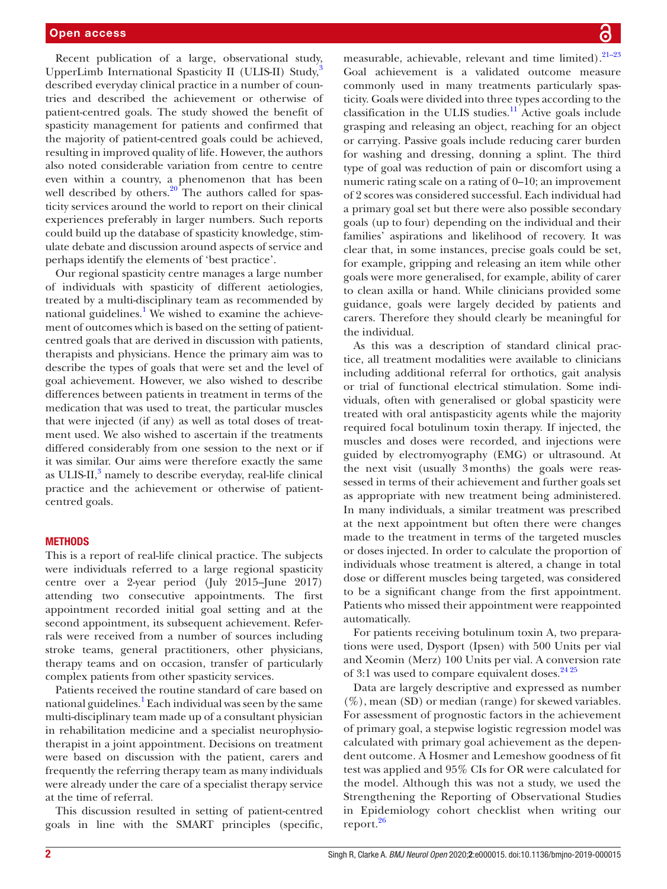Recent publication of a large, observational study, UpperLimb International Spasticity II (ULIS-II) Study,[3] described everyday clinical practice in a number of countries and described the achievement or otherwise of patient-centred goals. The study showed the benefit of spasticity management for patients and confirmed that the majority of patient-centred goals could be achieved, resulting in improved quality of life. However, the authors also noted considerable variation from centre to centre even within a country, a phenomenon that has been well described by others.[20] The authors called for spasticity services around the world to report on their clinical experiences preferably in larger numbers. Such reports could build up the database of spasticity knowledge, stimulate debate and discussion around aspects of service and perhaps identify the elements of 'best practice'.

Our regional spasticity centre manages a large number of individuals with spasticity of different aetiologies, treated by a multi-disciplinary team as recommended by national guidelines.[1] We wished to examine the achievement of outcomes which is based on the setting of patient-centred goals that are derived in discussion with patients, therapists and physicians. Hence the primary aim was to describe the types of goals that were set and the level of goal achievement. However, we also wished to describe differences between patients in treatment in terms of the medication that was used to treat, the particular muscles that were injected (if any) as well as total doses of treatment used. We also wished to ascertain if the treatments differed considerably from one session to the next or if it was similar. Our aims were therefore exactly the same as ULIS-II,[3] namely to describe everyday, real-life clinical practice and the achievement or otherwise of patient-centred goals.

## METHODS

This is a report of real-life clinical practice. The subjects were individuals referred to a large regional spasticity centre over a 2-year period (July 2015–June 2017) attending two consecutive appointments. The first appointment recorded initial goal setting and at the second appointment, its subsequent achievement. Referrals were received from a number of sources including stroke teams, general practitioners, other physicians, therapy teams and on occasion, transfer of particularly complex patients from other spasticity services.

Patients received the routine standard of care based on national guidelines.[1] Each individual was seen by the same multi-disciplinary team made up of a consultant physician in rehabilitation medicine and a specialist neurophysiotherapist in a joint appointment. Decisions on treatment were based on discussion with the patient, carers and frequently the referring therapy team as many individuals were already under the care of a specialist therapy service at the time of referral.

This discussion resulted in setting of patient-centred goals in line with the SMART principles (specific, measurable, achievable, relevant and time limited).[21–23] Goal achievement is a validated outcome measure commonly used in many treatments particularly spasticity. Goals were divided into three types according to the classification in the ULIS studies.[11] Active goals include grasping and releasing an object, reaching for an object or carrying. Passive goals include reducing carer burden for washing and dressing, donning a splint. The third type of goal was reduction of pain or discomfort using a numeric rating scale on a rating of 0–10; an improvement of 2 scores was considered successful. Each individual had a primary goal set but there were also possible secondary goals (up to four) depending on the individual and their families' aspirations and likelihood of recovery. It was clear that, in some instances, precise goals could be set, for example, gripping and releasing an item while other goals were more generalised, for example, ability of carer to clean axilla or hand. While clinicians provided some guidance, goals were largely decided by patients and carers. Therefore they should clearly be meaningful for the individual.

As this was a description of standard clinical practice, all treatment modalities were available to clinicians including additional referral for orthotics, gait analysis or trial of functional electrical stimulation. Some individuals, often with generalised or global spasticity were treated with oral antispasticity agents while the majority required focal botulinum toxin therapy. If injected, the muscles and doses were recorded, and injections were guided by electromyography (EMG) or ultrasound. At the next visit (usually 3 months) the goals were reassessed in terms of their achievement and further goals set as appropriate with new treatment being administered. In many individuals, a similar treatment was prescribed at the next appointment but often there were changes made to the treatment in terms of the targeted muscles or doses injected. In order to calculate the proportion of individuals whose treatment is altered, a change in total dose or different muscles being targeted, was considered to be a significant change from the first appointment. Patients who missed their appointment were reappointed automatically.

For patients receiving botulinum toxin A, two preparations were used, Dysport (Ipsen) with 500 Units per vial and Xeomin (Merz) 100 Units per vial. A conversion rate of 3:1 was used to compare equivalent doses.[24 25]

Data are largely descriptive and expressed as number (%), mean (SD) or median (range) for skewed variables. For assessment of prognostic factors in the achievement of primary goal, a stepwise logistic regression model was calculated with primary goal achievement as the dependent outcome. A Hosmer and Lemeshow goodness of fit test was applied and 95% CIs for OR were calculated for the model. Although this was not a study, we used the Strengthening the Reporting of Observational Studies in Epidemiology cohort checklist when writing our report.[26]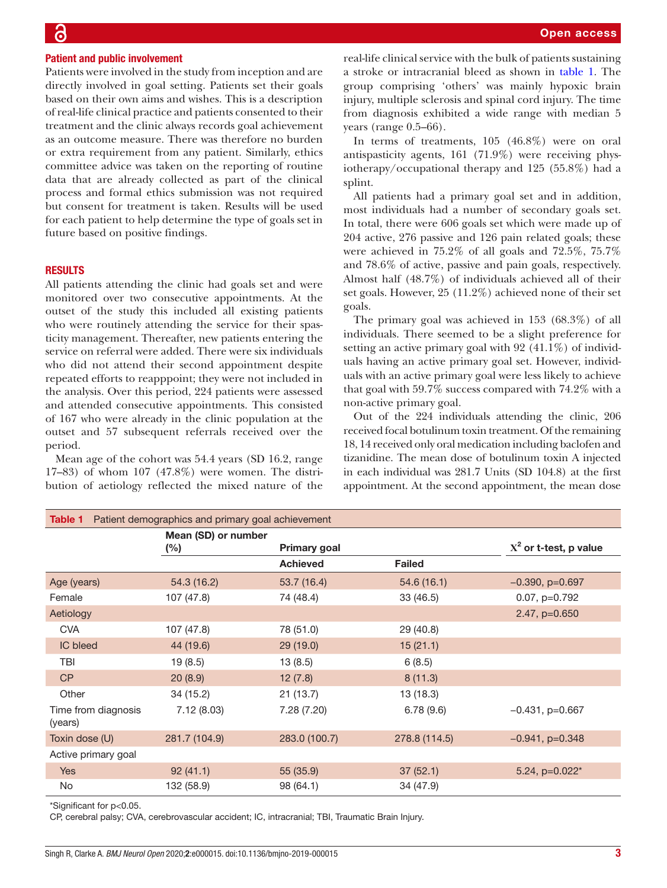## Patient and public involvement

Patients were involved in the study from inception and are directly involved in goal setting. Patients set their goals based on their own aims and wishes. This is a description of real-life clinical practice and patients consented to their treatment and the clinic always records goal achievement as an outcome measure. There was therefore no burden or extra requirement from any patient. Similarly, ethics committee advice was taken on the reporting of routine data that are already collected as part of the clinical process and formal ethics submission was not required but consent for treatment is taken. Results will be used for each patient to help determine the type of goals set in future based on positive findings.

## RESULTS

All patients attending the clinic had goals set and were monitored over two consecutive appointments. At the outset of the study this included all existing patients who were routinely attending the service for their spasticity management. Thereafter, new patients entering the service on referral were added. There were six individuals who did not attend their second appointment despite repeated efforts to reapppoint; they were not included in the analysis. Over this period, 224 patients were assessed and attended consecutive appointments. This consisted of 167 who were already in the clinic population at the outset and 57 subsequent referrals received over the period.

Mean age of the cohort was 54.4 years (SD 16.2, range 17–83) of whom 107 (47.8%) were women. The distribution of aetiology reflected the mixed nature of the real-life clinical service with the bulk of patients sustaining a stroke or intracranial bleed as shown in table 1. The group comprising 'others' was mainly hypoxic brain injury, multiple sclerosis and spinal cord injury. The time from diagnosis exhibited a wide range with median 5 years (range 0.5–66).

In terms of treatments, 105 (46.8%) were on oral antispasticity agents, 161 (71.9%) were receiving physiotherapy/occupational therapy and 125 (55.8%) had a splint.

All patients had a primary goal set and in addition, most individuals had a number of secondary goals set. In total, there were 606 goals set which were made up of 204 active, 276 passive and 126 pain related goals; these were achieved in 75.2% of all goals and 72.5%, 75.7% and 78.6% of active, passive and pain goals, respectively. Almost half (48.7%) of individuals achieved all of their set goals. However, 25 (11.2%) achieved none of their set goals.

The primary goal was achieved in 153 (68.3%) of all individuals. There seemed to be a slight preference for setting an active primary goal with 92 (41.1%) of individuals having an active primary goal set. However, individuals with an active primary goal were less likely to achieve that goal with 59.7% success compared with 74.2% with a non-active primary goal.

Out of the 224 individuals attending the clinic, 206 received focal botulinum toxin treatment. Of the remaining 18, 14 received only oral medication including baclofen and tizanidine. The mean dose of botulinum toxin A injected in each individual was 281.7 Units (SD 104.8) at the first appointment. At the second appointment, the mean dose

**Table 1** Patient demographics and primary goal achievement

| | Mean (SD) or number (%) | Primary goal | | $X^2$ or t-test, p value |
|---|---|---|---|---|
| | | Achieved | Failed | |
| Age (years) | 54.3 (16.2) | 53.7 (16.4) | 54.6 (16.1) | −0.390, p=0.697 |
| Female | 107 (47.8) | 74 (48.4) | 33 (46.5) | 0.07, p=0.792 |
| Aetiology | | | | 2.47, p=0.650 |
| CVA | 107 (47.8) | 78 (51.0) | 29 (40.8) | |
| IC bleed | 44 (19.6) | 29 (19.0) | 15 (21.1) | |
| TBI | 19 (8.5) | 13 (8.5) | 6 (8.5) | |
| CP | 20 (8.9) | 12 (7.8) | 8 (11.3) | |
| Other | 34 (15.2) | 21 (13.7) | 13 (18.3) | |
| Time from diagnosis (years) | 7.12 (8.03) | 7.28 (7.20) | 6.78 (9.6) | −0.431, p=0.667 |
| Toxin dose (U) | 281.7 (104.9) | 283.0 (100.7) | 278.8 (114.5) | −0.941, p=0.348 |
| Active primary goal | | | | |
| Yes | 92 (41.1) | 55 (35.9) | 37 (52.1) | 5.24, p=0.022* |
| No | 132 (58.9) | 98 (64.1) | 34 (47.9) | |

*Significant for p<0.05.

CP, cerebral palsy; CVA, cerebrovascular accident; IC, intracranial; TBI, Traumatic Brain Injury.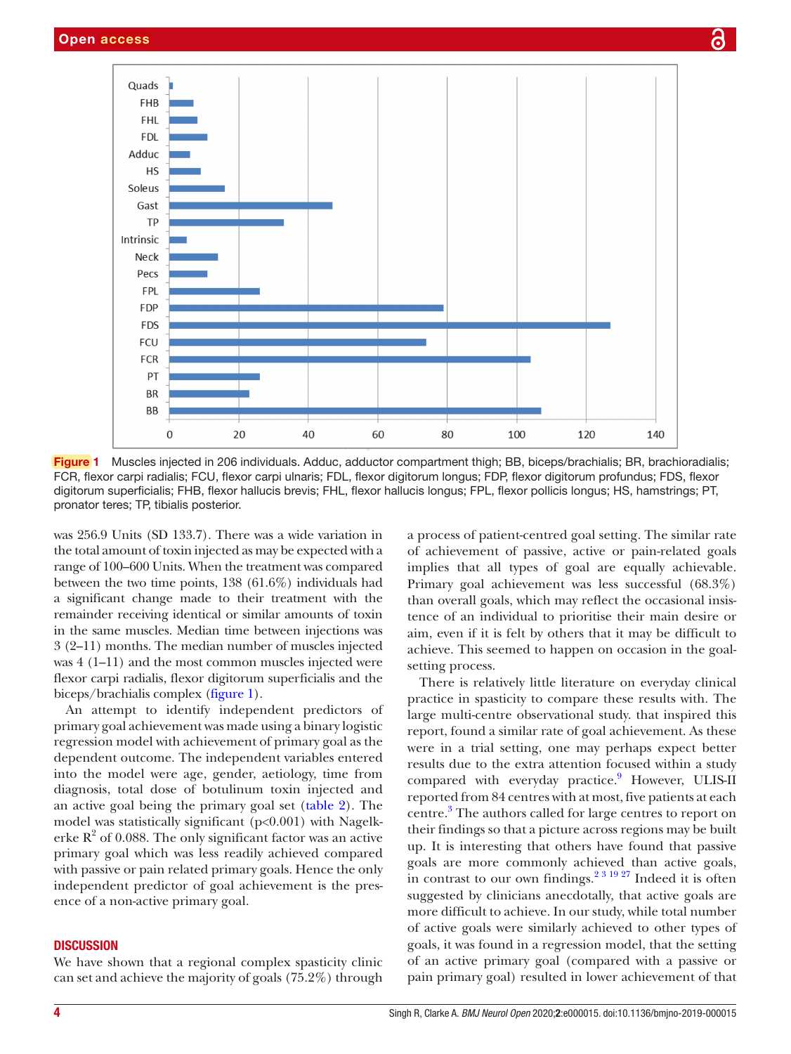Figure 1 Muscles injected in 206 individuals. Adduc, adductor compartment thigh; BB, biceps/brachialis; BR, brachioradialis; FCR, flexor carpi radialis; FCU, flexor carpi ulnaris; FDL, flexor digitorum longus; FDP, flexor digitorum profundus; FDS, flexor digitorum superficialis; FHB, flexor hallucis brevis; FHL, flexor hallucis longus; FPL, flexor pollicis longus; HS, hamstrings; PT, pronator teres; TP, tibialis posterior.

was 256.9 Units (SD 133.7). There was a wide variation in the total amount of toxin injected as may be expected with a range of 100–600 Units. When the treatment was compared between the two time points, 138 (61.6%) individuals had a significant change made to their treatment with the remainder receiving identical or similar amounts of toxin in the same muscles. Median time between injections was 3 (2–11) months. The median number of muscles injected was 4 (1–11) and the most common muscles injected were flexor carpi radialis, flexor digitorum superficialis and the biceps/brachialis complex (figure 1).

An attempt to identify independent predictors of primary goal achievement was made using a binary logistic regression model with achievement of primary goal as the dependent outcome. The independent variables entered into the model were age, gender, aetiology, time from diagnosis, total dose of botulinum toxin injected and an active goal being the primary goal set (table 2). The model was statistically significant ($p<0.001$) with Nagelkerke $R^2$ of 0.088. The only significant factor was an active primary goal which was less readily achieved compared with passive or pain related primary goals. Hence the only independent predictor of goal achievement is the presence of a non-active primary goal.

## DISCUSSION

We have shown that a regional complex spasticity clinic can set and achieve the majority of goals (75.2%) through a process of patient-centred goal setting. The similar rate of achievement of passive, active or pain-related goals implies that all types of goal are equally achievable. Primary goal achievement was less successful (68.3%) than overall goals, which may reflect the occasional insistence of an individual to prioritise their main desire or aim, even if it is felt by others that it may be difficult to achieve. This seemed to happen on occasion in the goal-setting process.

There is relatively little literature on everyday clinical practice in spasticity to compare these results with. The large multi-centre observational study. that inspired this report, found a similar rate of goal achievement. As these were in a trial setting, one may perhaps expect better results due to the extra attention focused within a study compared with everyday practice.[9] However, ULIS-II reported from 84 centres with at most, five patients at each centre.[3] The authors called for large centres to report on their findings so that a picture across regions may be built up. It is interesting that others have found that passive goals are more commonly achieved than active goals, in contrast to our own findings.[2 3 19 27] Indeed it is often suggested by clinicians anecdotally, that active goals are more difficult to achieve. In our study, while total number of active goals were similarly achieved to other types of goals, it was found in a regression model, that the setting of an active primary goal (compared with a passive or pain primary goal) resulted in lower achievement of that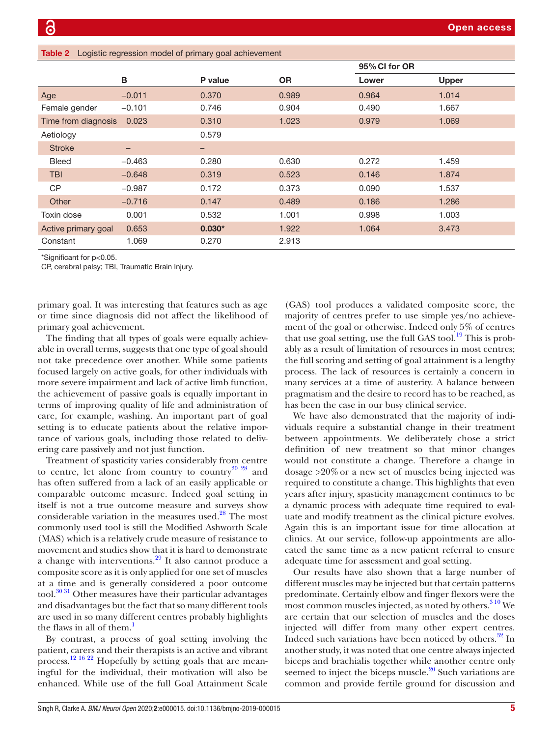**Table 2** Logistic regression model of primary goal achievement

| | B | P value | OR | 95% CI for OR | |
|---|---|---|---|---|---|
| | | | | Lower | Upper |
| Age | −0.011 | 0.370 | 0.989 | 0.964 | 1.014 |
| Female gender | −0.101 | 0.746 | 0.904 | 0.490 | 1.667 |
| Time from diagnosis | 0.023 | 0.310 | 1.023 | 0.979 | 1.069 |
| Aetiology | | 0.579 | | | |
| Stroke | – | – | | | |
| Bleed | −0.463 | 0.280 | 0.630 | 0.272 | 1.459 |
| TBI | −0.648 | 0.319 | 0.523 | 0.146 | 1.874 |
| CP | −0.987 | 0.172 | 0.373 | 0.090 | 1.537 |
| Other | −0.716 | 0.147 | 0.489 | 0.186 | 1.286 |
| Toxin dose | 0.001 | 0.532 | 1.001 | 0.998 | 1.003 |
| Active primary goal | 0.653 | **0.030*** | 1.922 | 1.064 | 3.473 |
| Constant | 1.069 | 0.270 | 2.913 | | |

*Significant for p<0.05.

CP, cerebral palsy; TBI, Traumatic Brain Injury.

primary goal. It was interesting that features such as age or time since diagnosis did not affect the likelihood of primary goal achievement.

The finding that all types of goals were equally achievable in overall terms, suggests that one type of goal should not take precedence over another. While some patients focused largely on active goals, for other individuals with more severe impairment and lack of active limb function, the achievement of passive goals is equally important in terms of improving quality of life and administration of care, for example, washing. An important part of goal setting is to educate patients about the relative importance of various goals, including those related to delivering care passively and not just function.

Treatment of spasticity varies considerably from centre to centre, let alone from country to country[20 28] and has often suffered from a lack of an easily applicable or comparable outcome measure. Indeed goal setting in itself is not a true outcome measure and surveys show considerable variation in the measures used.[28] The most commonly used tool is still the Modified Ashworth Scale (MAS) which is a relatively crude measure of resistance to movement and studies show that it is hard to demonstrate a change with interventions.[29] It also cannot produce a composite score as it is only applied for one set of muscles at a time and is generally considered a poor outcome tool.[30 31] Other measures have their particular advantages and disadvantages but the fact that so many different tools are used in so many different centres probably highlights the flaws in all of them.[1]

By contrast, a process of goal setting involving the patient, carers and their therapists is an active and vibrant process.[12 16 22] Hopefully by setting goals that are meaningful for the individual, their motivation will also be enhanced. While use of the full Goal Attainment Scale (GAS) tool produces a validated composite score, the majority of centres prefer to use simple yes/no achievement of the goal or otherwise. Indeed only 5% of centres that use goal setting, use the full GAS tool.[19] This is probably as a result of limitation of resources in most centres; the full scoring and setting of goal attainment is a lengthy process. The lack of resources is certainly a concern in many services at a time of austerity. A balance between pragmatism and the desire to record has to be reached, as has been the case in our busy clinical service.

We have also demonstrated that the majority of individuals require a substantial change in their treatment between appointments. We deliberately chose a strict definition of new treatment so that minor changes would not constitute a change. Therefore a change in dosage >20% or a new set of muscles being injected was required to constitute a change. This highlights that even years after injury, spasticity management continues to be a dynamic process with adequate time required to evaluate and modify treatment as the clinical picture evolves. Again this is an important issue for time allocation at clinics. At our service, follow-up appointments are allocated the same time as a new patient referral to ensure adequate time for assessment and goal setting.

Our results have also shown that a large number of different muscles may be injected but that certain patterns predominate. Certainly elbow and finger flexors were the most common muscles injected, as noted by others.[3 10] We are certain that our selection of muscles and the doses injected will differ from many other expert centres. Indeed such variations have been noticed by others.[32] In another study, it was noted that one centre always injected biceps and brachialis together while another centre only seemed to inject the biceps muscle.[20] Such variations are common and provide fertile ground for discussion and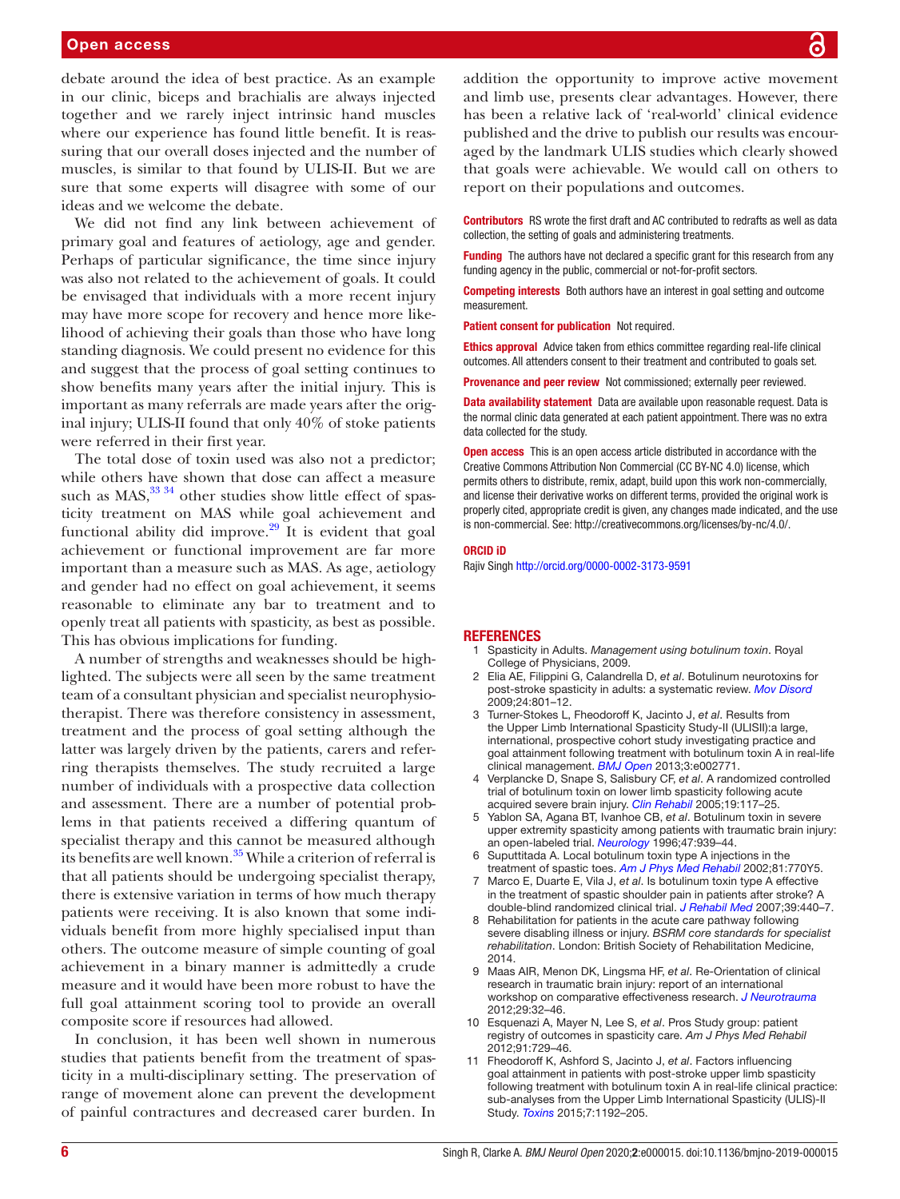debate around the idea of best practice. As an example in our clinic, biceps and brachialis are always injected together and we rarely inject intrinsic hand muscles where our experience has found little benefit. It is reassuring that our overall doses injected and the number of muscles, is similar to that found by ULIS-II. But we are sure that some experts will disagree with some of our ideas and we welcome the debate.

We did not find any link between achievement of primary goal and features of aetiology, age and gender. Perhaps of particular significance, the time since injury was also not related to the achievement of goals. It could be envisaged that individuals with a more recent injury may have more scope for recovery and hence more likelihood of achieving their goals than those who have long standing diagnosis. We could present no evidence for this and suggest that the process of goal setting continues to show benefits many years after the initial injury. This is important as many referrals are made years after the original injury; ULIS-II found that only 40% of stoke patients were referred in their first year.

The total dose of toxin used was also not a predictor; while others have shown that dose can affect a measure such as MAS,[33 34] other studies show little effect of spasticity treatment on MAS while goal achievement and functional ability did improve.[29] It is evident that goal achievement or functional improvement are far more important than a measure such as MAS. As age, aetiology and gender had no effect on goal achievement, it seems reasonable to eliminate any bar to treatment and to openly treat all patients with spasticity, as best as possible. This has obvious implications for funding.

A number of strengths and weaknesses should be highlighted. The subjects were all seen by the same treatment team of a consultant physician and specialist neurophysiotherapist. There was therefore consistency in assessment, treatment and the process of goal setting although the latter was largely driven by the patients, carers and referring therapists themselves. The study recruited a large number of individuals with a prospective data collection and assessment. There are a number of potential problems in that patients received a differing quantum of specialist therapy and this cannot be measured although its benefits are well known.[35] While a criterion of referral is that all patients should be undergoing specialist therapy, there is extensive variation in terms of how much therapy patients were receiving. It is also known that some individuals benefit from more highly specialised input than others. The outcome measure of simple counting of goal achievement in a binary manner is admittedly a crude measure and it would have been more robust to have the full goal attainment scoring tool to provide an overall composite score if resources had allowed.

In conclusion, it has been well shown in numerous studies that patients benefit from the treatment of spasticity in a multi-disciplinary setting. The preservation of range of movement alone can prevent the development of painful contractures and decreased carer burden. In addition the opportunity to improve active movement and limb use, presents clear advantages. However, there has been a relative lack of 'real-world' clinical evidence published and the drive to publish our results was encouraged by the landmark ULIS studies which clearly showed that goals were achievable. We would call on others to report on their populations and outcomes.

**Contributors** RS wrote the first draft and AC contributed to redrafts as well as data collection, the setting of goals and administering treatments.

**Funding** The authors have not declared a specific grant for this research from any funding agency in the public, commercial or not-for-profit sectors.

**Competing interests** Both authors have an interest in goal setting and outcome measurement.

**Patient consent for publication** Not required.

**Ethics approval** Advice taken from ethics committee regarding real-life clinical outcomes. All attenders consent to their treatment and contributed to goals set.

**Provenance and peer review** Not commissioned; externally peer reviewed.

**Data availability statement** Data are available upon reasonable request. Data is the normal clinic data generated at each patient appointment. There was no extra data collected for the study.

**Open access** This is an open access article distributed in accordance with the Creative Commons Attribution Non Commercial (CC BY-NC 4.0) license, which permits others to distribute, remix, adapt, build upon this work non-commercially, and license their derivative works on different terms, provided the original work is properly cited, appropriate credit is given, any changes made indicated, and the use is non-commercial. See: http://creativecommons.org/licenses/by-nc/4.0/.

**ORCID iD**

Rajiv Singh http://orcid.org/0000-0002-3173-9591

## REFERENCES

1. Spasticity in Adults. *Management using botulinum toxin*. Royal College of Physicians, 2009.
2. Elia AE, Filippini G, Calandrella D, *et al*. Botulinum neurotoxins for post-stroke spasticity in adults: a systematic review. *Mov Disord* 2009;24:801–12.
3. Turner-Stokes L, Fheodoroff K, Jacinto J, *et al*. Results from the Upper Limb International Spasticity Study-II (ULISII):a large, international, prospective cohort study investigating practice and goal attainment following treatment with botulinum toxin A in real-life clinical management. *BMJ Open* 2013;3:e002771.
4. Verplancke D, Snape S, Salisbury CF, *et al*. A randomized controlled trial of botulinum toxin on lower limb spasticity following acute acquired severe brain injury. *Clin Rehabil* 2005;19:117–25.
5. Yablon SA, Agana BT, Ivanhoe CB, *et al*. Botulinum toxin in severe upper extremity spasticity among patients with traumatic brain injury: an open-labeled trial. *Neurology* 1996;47:939–44.
6. Suputtitada A. Local botulinum toxin type A injections in the treatment of spastic toes. *Am J Phys Med Rehabil* 2002;81:770Y5.
7. Marco E, Duarte E, Vila J, *et al*. Is botulinum toxin type A effective in the treatment of spastic shoulder pain in patients after stroke? A double-blind randomized clinical trial. *J Rehabil Med* 2007;39:440–7.
8. Rehabilitation for patients in the acute care pathway following severe disabling illness or injury. *BSRM core standards for specialist rehabilitation*. London: British Society of Rehabilitation Medicine, 2014.
9. Maas AIR, Menon DK, Lingsma HF, *et al*. Re-Orientation of clinical research in traumatic brain injury: report of an international workshop on comparative effectiveness research. *J Neurotrauma* 2012;29:32–46.
10. Esquenazi A, Mayer N, Lee S, *et al*. Pros Study group: patient registry of outcomes in spasticity care. *Am J Phys Med Rehabil* 2012;91:729–46.
11. Fheodoroff K, Ashford S, Jacinto J, *et al*. Factors influencing goal attainment in patients with post-stroke upper limb spasticity following treatment with botulinum toxin A in real-life clinical practice: sub-analyses from the Upper Limb International Spasticity (ULIS)-II Study. *Toxins* 2015;7:1192–205.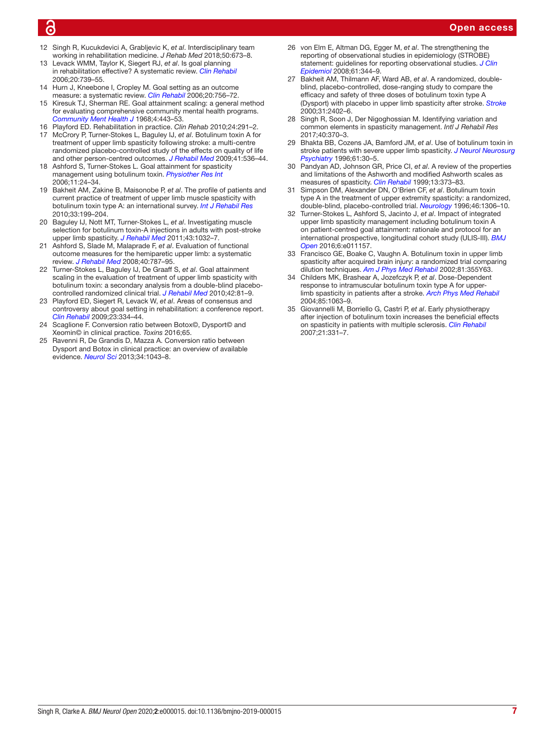12 Singh R, Kucukdevici A, Grabljevic K, *et al*. Interdisciplinary team working in rehabilitation medicine. *J Rehab Med* 2018;50:673–8.
13 Levack WMM, Taylor K, Siegert RJ, *et al*. Is goal planning in rehabilitation effective? A systematic review. *Clin Rehabil* 2006;20:739–55.
14 Hurn J, Kneebone I, Cropley M. Goal setting as an outcome measure: a systematic review. *Clin Rehabil* 2006;20:756–72.
15 Kiresuk TJ, Sherman RE. Goal attainment scaling: a general method for evaluating comprehensive community mental health programs. *Community Ment Health J* 1968;4:443–53.
16 Playford ED. Rehabilitation in practice. *Clin Rehab* 2010;24:291–2.
17 McCrory P, Turner-Stokes L, Baguley IJ, *et al*. Botulinum toxin A for treatment of upper limb spasticity following stroke: a multi-centre randomized placebo-controlled study of the effects on quality of life and other person-centred outcomes. *J Rehabil Med* 2009;41:536–44.
18 Ashford S, Turner-Stokes L. Goal attainment for spasticity management using botulinum toxin. *Physiother Res Int* 2006;11:24–34.
19 Bakheit AM, Zakine B, Maisonobe P, *et al*. The profile of patients and current practice of treatment of upper limb muscle spasticity with botulinum toxin type A: an international survey. *Int J Rehabil Res* 2010;33:199–204.
20 Baguley IJ, Nott MT, Turner-Stokes L, *et al*. Investigating muscle selection for botulinum toxin-A injections in adults with post-stroke upper limb spasticity. *J Rehabil Med* 2011;43:1032–7.
21 Ashford S, Slade M, Malaprade F, *et al*. Evaluation of functional outcome measures for the hemiparetic upper limb: a systematic review. *J Rehabil Med* 2008;40:787–95.
22 Turner-Stokes L, Baguley IJ, De Graaff S, *et al*. Goal attainment scaling in the evaluation of treatment of upper limb spasticity with botulinum toxin: a secondary analysis from a double-blind placebo-controlled randomized clinical trial. *J Rehabil Med* 2010;42:81–9.
23 Playford ED, Siegert R, Levack W, *et al*. Areas of consensus and controversy about goal setting in rehabilitation: a conference report. *Clin Rehabil* 2009;23:334–44.
24 Scaglione F. Conversion ratio between Botox©, Dysport© and Xeomin© in clinical practice. *Toxins* 2016;65.
25 Ravenni R, De Grandis D, Mazza A. Conversion ratio between Dysport and Botox in clinical practice: an overview of available evidence. *Neurol Sci* 2013;34:1043–8.
26 von Elm E, Altman DG, Egger M, *et al*. The strengthening the reporting of observational studies in epidemiology (STROBE) statement: guidelines for reporting observational studies. *J Clin Epidemiol* 2008;61:344–9.
27 Bakheit AM, Thilmann AF, Ward AB, *et al*. A randomized, double-blind, placebo-controlled, dose-ranging study to compare the efficacy and safety of three doses of botulinum toxin type A (Dysport) with placebo in upper limb spasticity after stroke. *Stroke* 2000;31:2402–6.
28 Singh R, Soon J, Der Nigoghossian M. Identifying variation and common elements in spasticity management. *Intl J Rehabil Res* 2017;40:370–3.
29 Bhakta BB, Cozens JA, Bamford JM, *et al*. Use of botulinum toxin in stroke patients with severe upper limb spasticity. *J Neurol Neurosurg Psychiatry* 1996;61:30–5.
30 Pandyan AD, Johnson GR, Price CI, *et al*. A review of the properties and limitations of the Ashworth and modified Ashworth scales as measures of spasticity. *Clin Rehabil* 1999;13:373–83.
31 Simpson DM, Alexander DN, O'Brien CF, *et al*. Botulinum toxin type A in the treatment of upper extremity spasticity: a randomized, double-blind, placebo-controlled trial. *Neurology* 1996;46:1306–10.
32 Turner-Stokes L, Ashford S, Jacinto J, *et al*. Impact of integrated upper limb spasticity management including botulinum toxin A on patient-centred goal attainment: rationale and protocol for an international prospective, longitudinal cohort study (ULIS-III). *BMJ Open* 2016;6:e011157.
33 Francisco GE, Boake C, Vaughn A. Botulinum toxin in upper limb spasticity after acquired brain injury: a randomized trial comparing dilution techniques. *Am J Phys Med Rehabil* 2002;81:355Y63.
34 Childers MK, Brashear A, Jozefczyk P, *et al*. Dose-Dependent response to intramuscular botulinum toxin type A for upper-limb spasticity in patients after a stroke. *Arch Phys Med Rehabil* 2004;85:1063–9.
35 Giovannelli M, Borriello G, Castri P, *et al*. Early physiotherapy after injection of botulinum toxin increases the beneficial effects on spasticity in patients with multiple sclerosis. *Clin Rehabil* 2007;21:331–7.